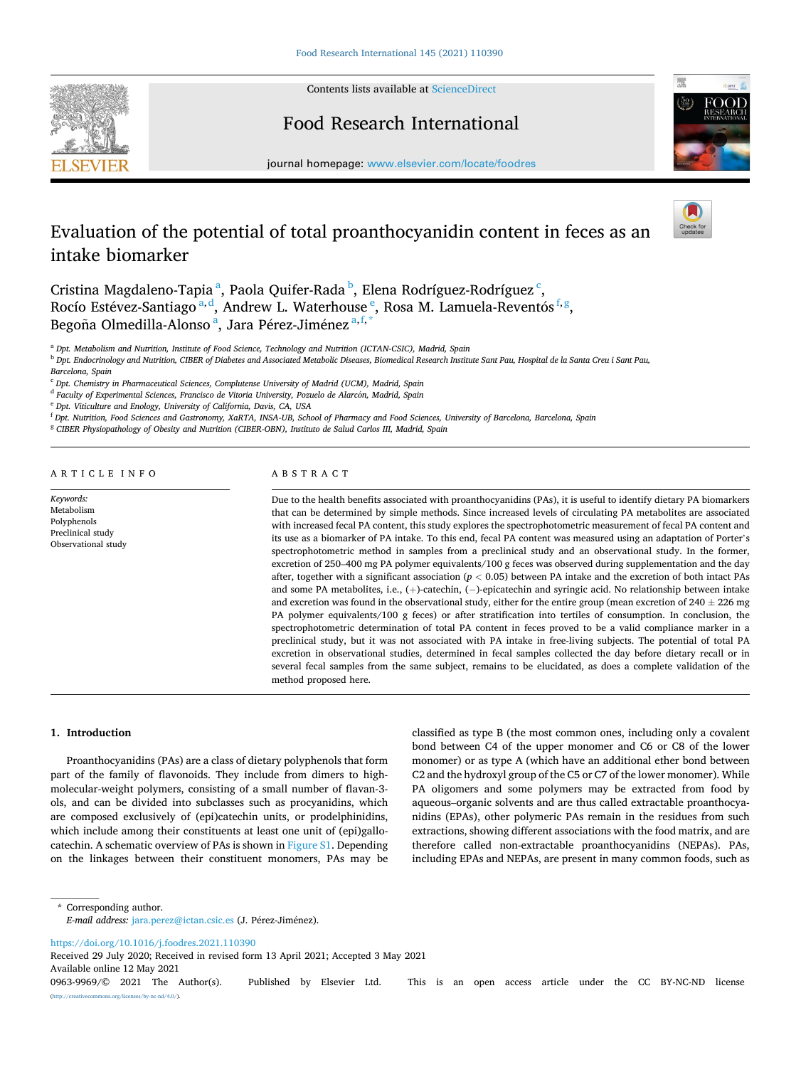# Evaluation of the potential of total proanthocyanidin content in feces as an intake biomarker

Cristina Magdaleno-Tapia [a], Paola Quifer-Rada [b], Elena Rodríguez-Rodríguez [c], Rocío Estévez-Santiago [a,d], Andrew L. Waterhouse [e], Rosa M. Lamuela-Reventós [f,g], Begoña Olmedilla-Alonso [a], Jara Pérez-Jiménez [a,f,*]

[a] Dpt. Metabolism and Nutrition, Institute of Food Science, Technology and Nutrition (ICTAN-CSIC), Madrid, Spain
[b] Dpt. Endocrinology and Nutrition, CIBER of Diabetes and Associated Metabolic Diseases, Biomedical Research Institute Sant Pau, Hospital de la Santa Creu i Sant Pau, Barcelona, Spain
[c] Dpt. Chemistry in Pharmaceutical Sciences, Complutense University of Madrid (UCM), Madrid, Spain
[d] Faculty of Experimental Sciences, Francisco de Vitoria University, Pozuelo de Alarcón, Madrid, Spain
[e] Dpt. Viticulture and Enology, University of California, Davis, CA, USA
[f] Dpt. Nutrition, Food Sciences and Gastronomy, XaRTA, INSA-UB, School of Pharmacy and Food Sciences, University of Barcelona, Barcelona, Spain
[g] CIBER Physiopathology of Obesity and Nutrition (CIBER-OBN), Instituto de Salud Carlos III, Madrid, Spain

**ARTICLE INFO**

*Keywords:*
Metabolism
Polyphenols
Preclinical study
Observational study

**ABSTRACT**

Due to the health benefits associated with proanthocyanidins (PAs), it is useful to identify dietary PA biomarkers that can be determined by simple methods. Since increased levels of circulating PA metabolites are associated with increased fecal PA content, this study explores the spectrophotometric measurement of fecal PA content and its use as a biomarker of PA intake. To this end, fecal PA content was measured using an adaptation of Porter's spectrophotometric method in samples from a preclinical study and an observational study. In the former, excretion of 250–400 mg PA polymer equivalents/100 g feces was observed during supplementation and the day after, together with a significant association ($p < 0.05$) between PA intake and the excretion of both intact PAs and some PA metabolites, i.e., (+)-catechin, (−)-epicatechin and syringic acid. No relationship between intake and excretion was found in the observational study, either for the entire group (mean excretion of 240 ± 226 mg PA polymer equivalents/100 g feces) or after stratification into tertiles of consumption. In conclusion, the spectrophotometric determination of total PA content in feces proved to be a valid compliance marker in a preclinical study, but it was not associated with PA intake in free-living subjects. The potential of total PA excretion in observational studies, determined in fecal samples collected the day before dietary recall or in several fecal samples from the same subject, remains to be elucidated, as does a complete validation of the method proposed here.

## 1. Introduction

Proanthocyanidins (PAs) are a class of dietary polyphenols that form part of the family of flavonoids. They include from dimers to high-molecular-weight polymers, consisting of a small number of flavan-3-ols, and can be divided into subclasses such as procyanidins, which are composed exclusively of (epi)catechin units, or prodelphinidins, which include among their constituents at least one unit of (epi)gallocatechin. A schematic overview of PAs is shown in Figure S1. Depending on the linkages between their constituent monomers, PAs may be classified as type B (the most common ones, including only a covalent bond between C4 of the upper monomer and C6 or C8 of the lower monomer) or as type A (which have an additional ether bond between C2 and the hydroxyl group of the C5 or C7 of the lower monomer). While PA oligomers and some polymers may be extracted from food by aqueous–organic solvents and are thus called extractable proanthocyanidins (EPAs), other polymeric PAs remain in the residues from such extractions, showing different associations with the food matrix, and are therefore called non-extractable proanthocyanidins (NEPAs). PAs, including EPAs and NEPAs, are present in many common foods, such as

\* Corresponding author.
*E-mail address:* jara.perez@ictan.csic.es (J. Pérez-Jiménez).

https://doi.org/10.1016/j.foodres.2021.110390
Received 29 July 2020; Received in revised form 13 April 2021; Accepted 3 May 2021
Available online 12 May 2021
0963-9969/© 2021 The Author(s). Published by Elsevier Ltd. This is an open access article under the CC BY-NC-ND license (http://creativecommons.org/licenses/by-nc-nd/4.0/).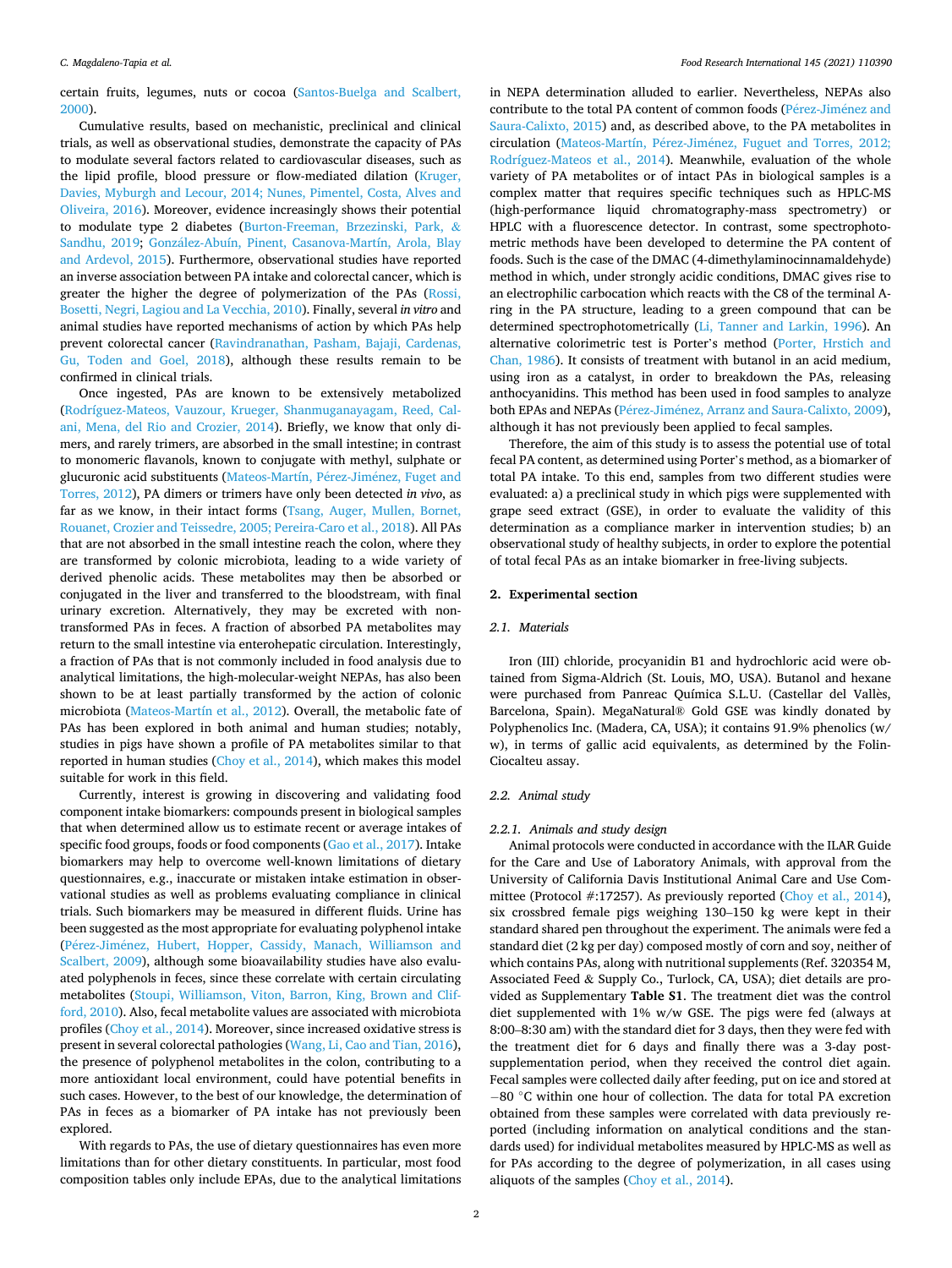certain fruits, legumes, nuts or cocoa (Santos-Buelga and Scalbert, 2000).

Cumulative results, based on mechanistic, preclinical and clinical trials, as well as observational studies, demonstrate the capacity of PAs to modulate several factors related to cardiovascular diseases, such as the lipid profile, blood pressure or flow-mediated dilation (Kruger, Davies, Myburgh and Lecour, 2014; Nunes, Pimentel, Costa, Alves and Oliveira, 2016). Moreover, evidence increasingly shows their potential to modulate type 2 diabetes (Burton-Freeman, Brzezinski, Park, & Sandhu, 2019; González-Abuín, Pinent, Casanova-Martín, Arola, Blay and Ardevol, 2015). Furthermore, observational studies have reported an inverse association between PA intake and colorectal cancer, which is greater the higher the degree of polymerization of the PAs (Rossi, Bosetti, Negri, Lagiou and La Vecchia, 2010). Finally, several *in vitro* and animal studies have reported mechanisms of action by which PAs help prevent colorectal cancer (Ravindranathan, Pasham, Bajaji, Cardenas, Gu, Toden and Goel, 2018), although these results remain to be confirmed in clinical trials.

Once ingested, PAs are known to be extensively metabolized (Rodríguez-Mateos, Vauzour, Krueger, Shanmuganayagam, Reed, Calani, Mena, del Rio and Crozier, 2014). Briefly, we know that only dimers, and rarely trimers, are absorbed in the small intestine; in contrast to monomeric flavanols, known to conjugate with methyl, sulphate or glucuronic acid substituents (Mateos-Martín, Pérez-Jiménez, Fuget and Torres, 2012), PA dimers or trimers have only been detected *in vivo*, as far as we know, in their intact forms (Tsang, Auger, Mullen, Bornet, Rouanet, Crozier and Teissedre, 2005; Pereira-Caro et al., 2018). All PAs that are not absorbed in the small intestine reach the colon, where they are transformed by colonic microbiota, leading to a wide variety of derived phenolic acids. These metabolites may then be absorbed or conjugated in the liver and transferred to the bloodstream, with final urinary excretion. Alternatively, they may be excreted with non-transformed PAs in feces. A fraction of absorbed PA metabolites may return to the small intestine via enterohepatic circulation. Interestingly, a fraction of PAs that is not commonly included in food analysis due to analytical limitations, the high-molecular-weight NEPAs, has also been shown to be at least partially transformed by the action of colonic microbiota (Mateos-Martín et al., 2012). Overall, the metabolic fate of PAs has been explored in both animal and human studies; notably, studies in pigs have shown a profile of PA metabolites similar to that reported in human studies (Choy et al., 2014), which makes this model suitable for work in this field.

Currently, interest is growing in discovering and validating food component intake biomarkers: compounds present in biological samples that when determined allow us to estimate recent or average intakes of specific food groups, foods or food components (Gao et al., 2017). Intake biomarkers may help to overcome well-known limitations of dietary questionnaires, e.g., inaccurate or mistaken intake estimation in observational studies as well as problems evaluating compliance in clinical trials. Such biomarkers may be measured in different fluids. Urine has been suggested as the most appropriate for evaluating polyphenol intake (Pérez-Jiménez, Hubert, Hopper, Cassidy, Manach, Williamson and Scalbert, 2009), although some bioavailability studies have also evaluated polyphenols in feces, since these correlate with certain circulating metabolites (Stoupi, Williamson, Viton, Barron, King, Brown and Clifford, 2010). Also, fecal metabolite values are associated with microbiota profiles (Choy et al., 2014). Moreover, since increased oxidative stress is present in several colorectal pathologies (Wang, Li, Cao and Tian, 2016), the presence of polyphenol metabolites in the colon, contributing to a more antioxidant local environment, could have potential benefits in such cases. However, to the best of our knowledge, the determination of PAs in feces as a biomarker of PA intake has not previously been explored.

With regards to PAs, the use of dietary questionnaires has even more limitations than for other dietary constituents. In particular, most food composition tables only include EPAs, due to the analytical limitations in NEPA determination alluded to earlier. Nevertheless, NEPAs also contribute to the total PA content of common foods (Pérez-Jiménez and Saura-Calixto, 2015) and, as described above, to the PA metabolites in circulation (Mateos-Martín, Pérez-Jiménez, Fuguet and Torres, 2012; Rodríguez-Mateos et al., 2014). Meanwhile, evaluation of the whole variety of PA metabolites or of intact PAs in biological samples is a complex matter that requires specific techniques such as HPLC-MS (high-performance liquid chromatography-mass spectrometry) or HPLC with a fluorescence detector. In contrast, some spectrophotometric methods have been developed to determine the PA content of foods. Such is the case of the DMAC (4-dimethylaminocinnamaldehyde) method in which, under strongly acidic conditions, DMAC gives rise to an electrophilic carbocation which reacts with the C8 of the terminal A-ring in the PA structure, leading to a green compound that can be determined spectrophotometrically (Li, Tanner and Larkin, 1996). An alternative colorimetric test is Porter's method (Porter, Hrstich and Chan, 1986). It consists of treatment with butanol in an acid medium, using iron as a catalyst, in order to breakdown the PAs, releasing anthocyanidins. This method has been used in food samples to analyze both EPAs and NEPAs (Pérez-Jiménez, Arranz and Saura-Calixto, 2009), although it has not previously been applied to fecal samples.

Therefore, the aim of this study is to assess the potential use of total fecal PA content, as determined using Porter's method, as a biomarker of total PA intake. To this end, samples from two different studies were evaluated: a) a preclinical study in which pigs were supplemented with grape seed extract (GSE), in order to evaluate the validity of this determination as a compliance marker in intervention studies; b) an observational study of healthy subjects, in order to explore the potential of total fecal PAs as an intake biomarker in free-living subjects.

## 2. Experimental section

### 2.1. Materials

Iron (III) chloride, procyanidin B1 and hydrochloric acid were obtained from Sigma-Aldrich (St. Louis, MO, USA). Butanol and hexane were purchased from Panreac Química S.L.U. (Castellar del Vallès, Barcelona, Spain). MegaNatural® Gold GSE was kindly donated by Polyphenolics Inc. (Madera, CA, USA); it contains 91.9% phenolics (w/w), in terms of gallic acid equivalents, as determined by the Folin-Ciocalteu assay.

### 2.2. Animal study

#### 2.2.1. Animals and study design

Animal protocols were conducted in accordance with the ILAR Guide for the Care and Use of Laboratory Animals, with approval from the University of California Davis Institutional Animal Care and Use Committee (Protocol #:17257). As previously reported (Choy et al., 2014), six crossbred female pigs weighing 130–150 kg were kept in their standard shared pen throughout the experiment. The animals were fed a standard diet (2 kg per day) composed mostly of corn and soy, neither of which contains PAs, along with nutritional supplements (Ref. 320354 M, Associated Feed & Supply Co., Turlock, CA, USA); diet details are provided as Supplementary **Table S1**. The treatment diet was the control diet supplemented with 1% w/w GSE. The pigs were fed (always at 8:00–8:30 am) with the standard diet for 3 days, then they were fed with the treatment diet for 6 days and finally there was a 3-day post-supplementation period, when they received the control diet again. Fecal samples were collected daily after feeding, put on ice and stored at −80 °C within one hour of collection. The data for total PA excretion obtained from these samples were correlated with data previously reported (including information on analytical conditions and the standards used) for individual metabolites measured by HPLC-MS as well as for PAs according to the degree of polymerization, in all cases using aliquots of the samples (Choy et al., 2014).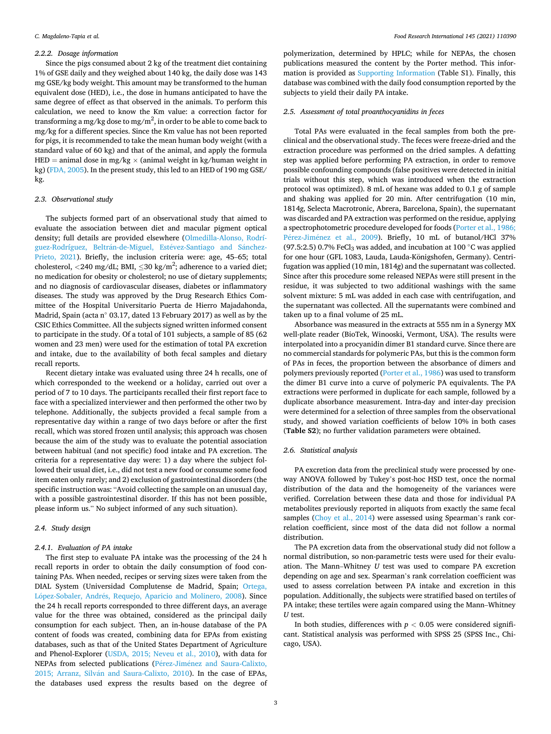#### 2.2.2. Dosage information

Since the pigs consumed about 2 kg of the treatment diet containing 1% of GSE daily and they weighed about 140 kg, the daily dose was 143 mg GSE/kg body weight. This amount may be transformed to the human equivalent dose (HED), i.e., the dose in humans anticipated to have the same degree of effect as that observed in the animals. To perform this calculation, we need to know the Km value: a correction factor for transforming a mg/kg dose to mg/m$^2$, in order to be able to come back to mg/kg for a different species. Since the Km value has not been reported for pigs, it is recommended to take the mean human body weight (with a standard value of 60 kg) and that of the animal, and apply the formula HED = animal dose in mg/kg × (animal weight in kg/human weight in kg) (FDA, 2005). In the present study, this led to an HED of 190 mg GSE/kg.

### 2.3. Observational study

The subjects formed part of an observational study that aimed to evaluate the association between diet and macular pigment optical density; full details are provided elsewhere (Olmedilla-Alonso, Rodríguez-Rodríguez, Beltrán-de-Miguel, Estévez-Santiago and Sánchez-Prieto, 2021). Briefly, the inclusion criteria were: age, 45–65; total cholesterol, <240 mg/dL; BMI, ≤30 kg/m$^2$; adherence to a varied diet; no medication for obesity or cholesterol; no use of dietary supplements; and no diagnosis of cardiovascular diseases, diabetes or inflammatory diseases. The study was approved by the Drug Research Ethics Committee of the Hospital Universitario Puerta de Hierro Majadahonda, Madrid, Spain (acta n° 03.17, dated 13 February 2017) as well as by the CSIC Ethics Committee. All the subjects signed written informed consent to participate in the study. Of a total of 101 subjects, a sample of 85 (62 women and 23 men) were used for the estimation of total PA excretion and intake, due to the availability of both fecal samples and dietary recall reports.

Recent dietary intake was evaluated using three 24 h recalls, one of which corresponded to the weekend or a holiday, carried out over a period of 7 to 10 days. The participants recalled their first report face to face with a specialized interviewer and then performed the other two by telephone. Additionally, the subjects provided a fecal sample from a representative day within a range of two days before or after the first recall, which was stored frozen until analysis; this approach was chosen because the aim of the study was to evaluate the potential association between habitual (and not specific) food intake and PA excretion. The criteria for a representative day were: 1) a day where the subject followed their usual diet, i.e., did not test a new food or consume some food item eaten only rarely; and 2) exclusion of gastrointestinal disorders (the specific instruction was: "Avoid collecting the sample on an unusual day, with a possible gastrointestinal disorder. If this has not been possible, please inform us." No subject informed of any such situation).

### 2.4. Study design

#### 2.4.1. Evaluation of PA intake

The first step to evaluate PA intake was the processing of the 24 h recall reports in order to obtain the daily consumption of food containing PAs. When needed, recipes or serving sizes were taken from the DIAL System (Universidad Complutense de Madrid, Spain; Ortega, López-Sobaler, Andrés, Requejo, Aparicio and Molinero, 2008). Since the 24 h recall reports corresponded to three different days, an average value for the three was obtained, considered as the principal daily consumption for each subject. Then, an in-house database of the PA content of foods was created, combining data for EPAs from existing databases, such as that of the United States Department of Agriculture and Phenol-Explorer (USDA, 2015; Neveu et al., 2010), with data for NEPAs from selected publications (Pérez-Jiménez and Saura-Calixto, 2015; Arranz, Silván and Saura-Calixto, 2010). In the case of EPAs, the databases used express the results based on the degree of polymerization, determined by HPLC; while for NEPAs, the chosen publications measured the content by the Porter method. This information is provided as Supporting Information (Table S1). Finally, this database was combined with the daily food consumption reported by the subjects to yield their daily PA intake.

### 2.5. Assessment of total proanthocyanidins in feces

Total PAs were evaluated in the fecal samples from both the preclinical and the observational study. The feces were freeze-dried and the extraction procedure was performed on the dried samples. A defatting step was applied before performing PA extraction, in order to remove possible confounding compounds (false positives were detected in initial trials without this step, which was introduced when the extraction protocol was optimized). 8 mL of hexane was added to 0.1 g of sample and shaking was applied for 20 min. After centrifugation (10 min, 1814*g*, Selecta Macrotronic, Abrera, Barcelona, Spain), the supernatant was discarded and PA extraction was performed on the residue, applying a spectrophotometric procedure developed for foods (Porter et al., 1986; Pérez-Jiménez et al., 2009). Briefly, 10 mL of butanol/HCl 37% (97.5:2.5) 0.7% $FeCl_3$ was added, and incubation at 100 °C was applied for one hour (GFL 1083, Lauda, Lauda-Königshofen, Germany). Centrifugation was applied (10 min, 1814*g*) and the supernatant was collected. Since after this procedure some released NEPAs were still present in the residue, it was subjected to two additional washings with the same solvent mixture: 5 mL was added in each case with centrifugation, and the supernatant was collected. All the supernatants were combined and taken up to a final volume of 25 mL.

Absorbance was measured in the extracts at 555 nm in a Synergy MX well-plate reader (BioTek, Winooski, Vermont, USA). The results were interpolated into a procyanidin dimer B1 standard curve. Since there are no commercial standards for polymeric PAs, but this is the common form of PAs in feces, the proportion between the absorbance of dimers and polymers previously reported (Porter et al., 1986) was used to transform the dimer B1 curve into a curve of polymeric PA equivalents. The PA extractions were performed in duplicate for each sample, followed by a duplicate absorbance measurement. Intra-day and inter-day precision were determined for a selection of three samples from the observational study, and showed variation coefficients of below 10% in both cases (**Table S2**); no further validation parameters were obtained.

### 2.6. Statistical analysis

PA excretion data from the preclinical study were processed by one-way ANOVA followed by Tukey's post-hoc HSD test, once the normal distribution of the data and the homogeneity of the variances were verified. Correlation between these data and those for individual PA metabolites previously reported in aliquots from exactly the same fecal samples (Choy et al., 2014) were assessed using Spearman's rank correlation coefficient, since most of the data did not follow a normal distribution.

The PA excretion data from the observational study did not follow a normal distribution, so non-parametric tests were used for their evaluation. The Mann–Whitney *U* test was used to compare PA excretion depending on age and sex. Spearman's rank correlation coefficient was used to assess correlation between PA intake and excretion in this population. Additionally, the subjects were stratified based on tertiles of PA intake; these tertiles were again compared using the Mann–Whitney *U* test.

In both studies, differences with $p < 0.05$ were considered significant. Statistical analysis was performed with SPSS 25 (SPSS Inc., Chicago, USA).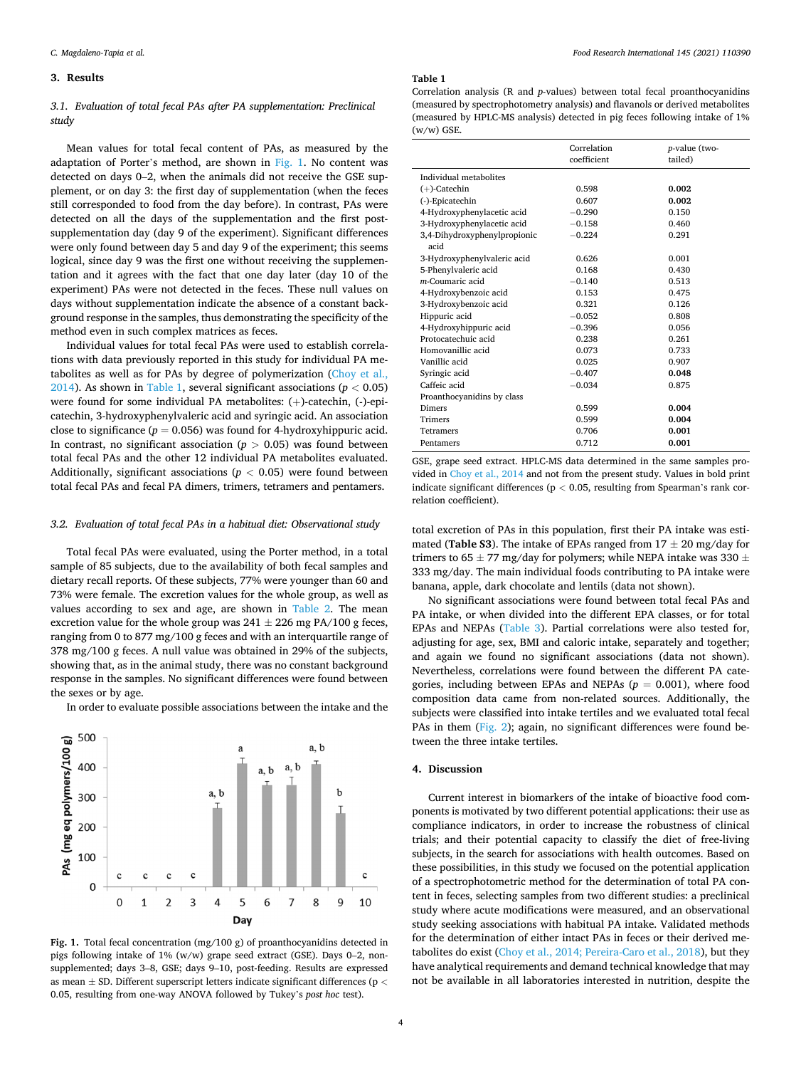## 3. Results

### 3.1. Evaluation of total fecal PAs after PA supplementation: Preclinical study

Mean values for total fecal content of PAs, as measured by the adaptation of Porter's method, are shown in Fig. 1. No content was detected on days 0–2, when the animals did not receive the GSE supplement, or on day 3: the first day of supplementation (when the feces still corresponded to food from the day before). In contrast, PAs were detected on all the days of the supplementation and the first post-supplementation day (day 9 of the experiment). Significant differences were only found between day 5 and day 9 of the experiment; this seems logical, since day 9 was the first one without receiving the supplementation and it agrees with the fact that one day later (day 10 of the experiment) PAs were not detected in the feces. These null values on days without supplementation indicate the absence of a constant background response in the samples, thus demonstrating the specificity of the method even in such complex matrices as feces.

Individual values for total fecal PAs were used to establish correlations with data previously reported in this study for individual PA metabolites as well as for PAs by degree of polymerization (Choy et al., 2014). As shown in Table 1, several significant associations ($p < 0.05$) were found for some individual PA metabolites: (+)-catechin, (-)-epicatechin, 3-hydroxyphenylvaleric acid and syringic acid. An association close to significance ($p = 0.056$) was found for 4-hydroxyhippuric acid. In contrast, no significant association ($p > 0.05$) was found between total fecal PAs and the other 12 individual PA metabolites evaluated. Additionally, significant associations ($p < 0.05$) were found between total fecal PAs and fecal PA dimers, trimers, tetramers and pentamers.

**Table 1**
Correlation analysis (R and *p*-values) between total fecal proanthocyanidins (measured by spectrophotometry analysis) and flavanols or derived metabolites (measured by HPLC-MS analysis) detected in pig feces following intake of 1% (w/w) GSE.

| | Correlation coefficient | *p*-value (two-tailed) |
|---|---|---|
| Individual metabolites | | |
| (+)-Catechin | 0.598 | **0.002** |
| (-)-Epicatechin | 0.607 | **0.002** |
| 4-Hydroxyphenylacetic acid | −0.290 | 0.150 |
| 3-Hydroxyphenylacetic acid | −0.158 | 0.460 |
| 3,4-Dihydroxyphenylpropionic acid | −0.224 | 0.291 |
| 3-Hydroxyphenylvaleric acid | 0.626 | 0.001 |
| 5-Phenylvaleric acid | 0.168 | 0.430 |
| *m*-Coumaric acid | −0.140 | 0.513 |
| 4-Hydroxybenzoic acid | 0.153 | 0.475 |
| 3-Hydroxybenzoic acid | 0.321 | 0.126 |
| Hippuric acid | −0.052 | 0.808 |
| 4-Hydroxyhippuric acid | −0.396 | 0.056 |
| Protocatechuic acid | 0.238 | 0.261 |
| Homovanillic acid | 0.073 | 0.733 |
| Vanillic acid | 0.025 | 0.907 |
| Syringic acid | −0.407 | **0.048** |
| Caffeic acid | −0.034 | 0.875 |
| Proanthocyanidins by class | | |
| Dimers | 0.599 | **0.004** |
| Trimers | 0.599 | **0.004** |
| Tetramers | 0.706 | **0.001** |
| Pentamers | 0.712 | **0.001** |

GSE, grape seed extract. HPLC-MS data determined in the same samples provided in Choy et al., 2014 and not from the present study. Values in bold print indicate significant differences (p < 0.05, resulting from Spearman's rank correlation coefficient).

### 3.2. Evaluation of total fecal PAs in a habitual diet: Observational study

Total fecal PAs were evaluated, using the Porter method, in a total sample of 85 subjects, due to the availability of both fecal samples and dietary recall reports. Of these subjects, 77% were younger than 60 and 73% were female. The excretion values for the whole group, as well as values according to sex and age, are shown in Table 2. The mean excretion value for the whole group was 241 ± 226 mg PA/100 g feces, ranging from 0 to 877 mg/100 g feces and with an interquartile range of 378 mg/100 g feces. A null value was obtained in 29% of the subjects, showing that, as in the animal study, there was no constant background response in the samples. No significant differences were found between the sexes or by age.

In order to evaluate possible associations between the intake and the total excretion of PAs in this population, first their PA intake was estimated (**Table S3**). The intake of EPAs ranged from 17 ± 20 mg/day for trimers to 65 ± 77 mg/day for polymers; while NEPA intake was 330 ± 333 mg/day. The main individual foods contributing to PA intake were banana, apple, dark chocolate and lentils (data not shown).

**Fig. 1.** Total fecal concentration (mg/100 g) of proanthocyanidins detected in pigs following intake of 1% (w/w) grape seed extract (GSE). Days 0–2, non-supplemented; days 3–8, GSE; days 9–10, post-feeding. Results are expressed as mean ± SD. Different superscript letters indicate significant differences (p < 0.05, resulting from one-way ANOVA followed by Tukey's *post hoc* test).

No significant associations were found between total fecal PAs and PA intake, or when divided into the different EPA classes, or for total EPAs and NEPAs (Table 3). Partial correlations were also tested for, adjusting for age, sex, BMI and caloric intake, separately and together; and again we found no significant associations (data not shown). Nevertheless, correlations were found between the different PA categories, including between EPAs and NEPAs ($p = 0.001$), where food composition data came from non-related sources. Additionally, the subjects were classified into intake tertiles and we evaluated total fecal PAs in them (Fig. 2); again, no significant differences were found between the three intake tertiles.

## 4. Discussion

Current interest in biomarkers of the intake of bioactive food components is motivated by two different potential applications: their use as compliance indicators, in order to increase the robustness of clinical trials; and their potential capacity to classify the diet of free-living subjects, in the search for associations with health outcomes. Based on these possibilities, in this study we focused on the potential application of a spectrophotometric method for the determination of total PA content in feces, selecting samples from two different studies: a preclinical study where acute modifications were measured, and an observational study seeking associations with habitual PA intake. Validated methods for the determination of either intact PAs in feces or their derived metabolites do exist (Choy et al., 2014; Pereira-Caro et al., 2018), but they have analytical requirements and demand technical knowledge that may not be available in all laboratories interested in nutrition, despite the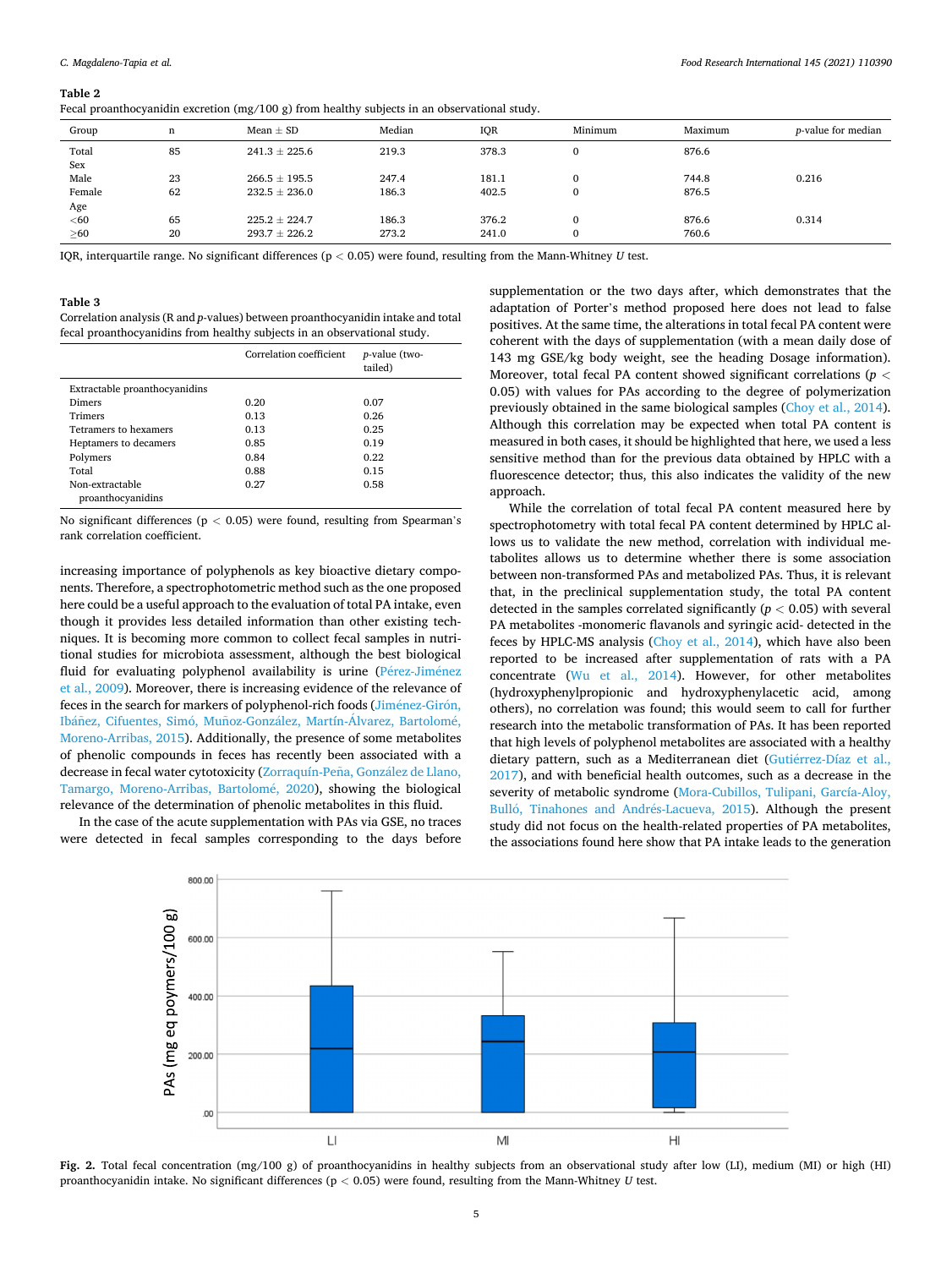**Table 2**
Fecal proanthocyanidin excretion (mg/100 g) from healthy subjects in an observational study.

| Group | n | Mean ± SD | Median | IQR | Minimum | Maximum | *p*-value for median |
|---|---|---|---|---|---|---|---|
| Total | 85 | 241.3 ± 225.6 | 219.3 | 378.3 | 0 | 876.6 | |
| Sex | | | | | | | |
| Male | 23 | 266.5 ± 195.5 | 247.4 | 181.1 | 0 | 744.8 | 0.216 |
| Female | 62 | 232.5 ± 236.0 | 186.3 | 402.5 | 0 | 876.5 | |
| Age | | | | | | | |
| <60 | 65 | 225.2 ± 224.7 | 186.3 | 376.2 | 0 | 876.6 | 0.314 |
| ≥60 | 20 | 293.7 ± 226.2 | 273.2 | 241.0 | 0 | 760.6 | |

IQR, interquartile range. No significant differences ($p < 0.05$) were found, resulting from the Mann-Whitney *U* test.

**Table 3**
Correlation analysis (R and *p*-values) between proanthocyanidin intake and total fecal proanthocyanidins from healthy subjects in an observational study.

| | Correlation coefficient | *p*-value (two-tailed) |
|---|---|---|
| Extractable proanthocyanidins | | |
| Dimers | 0.20 | 0.07 |
| Trimers | 0.13 | 0.26 |
| Tetramers to hexamers | 0.13 | 0.25 |
| Heptamers to decamers | 0.85 | 0.19 |
| Polymers | 0.84 | 0.22 |
| Total | 0.88 | 0.15 |
| Non-extractable proanthocyanidins | 0.27 | 0.58 |

No significant differences ($p < 0.05$) were found, resulting from Spearman's rank correlation coefficient.

increasing importance of polyphenols as key bioactive dietary components. Therefore, a spectrophotometric method such as the one proposed here could be a useful approach to the evaluation of total PA intake, even though it provides less detailed information than other existing techniques. It is becoming more common to collect fecal samples in nutritional studies for microbiota assessment, although the best biological fluid for evaluating polyphenol availability is urine (Pérez-Jiménez et al., 2009). Moreover, there is increasing evidence of the relevance of feces in the search for markers of polyphenol-rich foods (Jiménez-Girón, Ibáñez, Cifuentes, Simó, Muñoz-González, Martín-Álvarez, Bartolomé, Moreno-Arribas, 2015). Additionally, the presence of some metabolites of phenolic compounds in feces has recently been associated with a decrease in fecal water cytotoxicity (Zorraquín-Peña, González de Llano, Tamargo, Moreno-Arribas, Bartolomé, 2020), showing the biological relevance of the determination of phenolic metabolites in this fluid.

In the case of the acute supplementation with PAs via GSE, no traces were detected in fecal samples corresponding to the days before supplementation or the two days after, which demonstrates that the adaptation of Porter's method proposed here does not lead to false positives. At the same time, the alterations in total fecal PA content were coherent with the days of supplementation (with a mean daily dose of 143 mg GSE/kg body weight, see the heading Dosage information). Moreover, total fecal PA content showed significant correlations ($p < 0.05$) with values for PAs according to the degree of polymerization previously obtained in the same biological samples (Choy et al., 2014). Although this correlation may be expected when total PA content is measured in both cases, it should be highlighted that here, we used a less sensitive method than for the previous data obtained by HPLC with a fluorescence detector; thus, this also indicates the validity of the new approach.

While the correlation of total fecal PA content measured here by spectrophotometry with total fecal PA content determined by HPLC allows us to validate the new method, correlation with individual metabolites allows us to determine whether there is some association between non-transformed PAs and metabolized PAs. Thus, it is relevant that, in the preclinical supplementation study, the total PA content detected in the samples correlated significantly ($p < 0.05$) with several PA metabolites -monomeric flavanols and syringic acid- detected in the feces by HPLC-MS analysis (Choy et al., 2014), which have also been reported to be increased after supplementation of rats with a PA concentrate (Wu et al., 2014). However, for other metabolites (hydroxyphenylpropionic and hydroxyphenylacetic acid, among others), no correlation was found; this would seem to call for further research into the metabolic transformation of PAs. It has been reported that high levels of polyphenol metabolites are associated with a healthy dietary pattern, such as a Mediterranean diet (Gutiérrez-Díaz et al., 2017), and with beneficial health outcomes, such as a decrease in the severity of metabolic syndrome (Mora-Cubillos, Tulipani, García-Aloy, Bulló, Tinahones and Andrés-Lacueva, 2015). Although the present study did not focus on the health-related properties of PA metabolites, the associations found here show that PA intake leads to the generation

**Fig. 2.** Total fecal concentration (mg/100 g) of proanthocyanidins in healthy subjects from an observational study after low (LI), medium (MI) or high (HI) proanthocyanidin intake. No significant differences ($p < 0.05$) were found, resulting from the Mann-Whitney *U* test.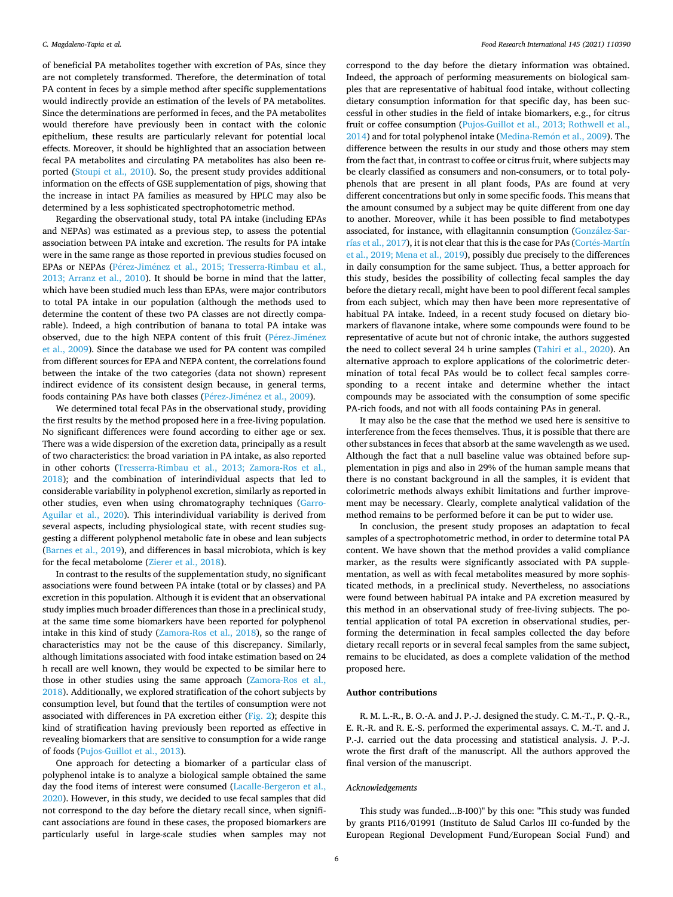of beneficial PA metabolites together with excretion of PAs, since they are not completely transformed. Therefore, the determination of total PA content in feces by a simple method after specific supplementations would indirectly provide an estimation of the levels of PA metabolites. Since the determinations are performed in feces, and the PA metabolites would therefore have previously been in contact with the colonic epithelium, these results are particularly relevant for potential local effects. Moreover, it should be highlighted that an association between fecal PA metabolites and circulating PA metabolites has also been reported (Stoupi et al., 2010). So, the present study provides additional information on the effects of GSE supplementation of pigs, showing that the increase in intact PA families as measured by HPLC may also be determined by a less sophisticated spectrophotometric method.

Regarding the observational study, total PA intake (including EPAs and NEPAs) was estimated as a previous step, to assess the potential association between PA intake and excretion. The results for PA intake were in the same range as those reported in previous studies focused on EPAs or NEPAs (Pérez-Jiménez et al., 2015; Tresserra-Rimbau et al., 2013; Arranz et al., 2010). It should be borne in mind that the latter, which have been studied much less than EPAs, were major contributors to total PA intake in our population (although the methods used to determine the content of these two PA classes are not directly comparable). Indeed, a high contribution of banana to total PA intake was observed, due to the high NEPA content of this fruit (Pérez-Jiménez et al., 2009). Since the database we used for PA content was compiled from different sources for EPA and NEPA content, the correlations found between the intake of the two categories (data not shown) represent indirect evidence of its consistent design because, in general terms, foods containing PAs have both classes (Pérez-Jiménez et al., 2009).

We determined total fecal PAs in the observational study, providing the first results by the method proposed here in a free-living population. No significant differences were found according to either age or sex. There was a wide dispersion of the excretion data, principally as a result of two characteristics: the broad variation in PA intake, as also reported in other cohorts (Tresserra-Rimbau et al., 2013; Zamora-Ros et al., 2018); and the combination of interindividual aspects that led to considerable variability in polyphenol excretion, similarly as reported in other studies, even when using chromatography techniques (Garro-Aguilar et al., 2020). This interindividual variability is derived from several aspects, including physiological state, with recent studies suggesting a different polyphenol metabolic fate in obese and lean subjects (Barnes et al., 2019), and differences in basal microbiota, which is key for the fecal metabolome (Zierer et al., 2018).

In contrast to the results of the supplementation study, no significant associations were found between PA intake (total or by classes) and PA excretion in this population. Although it is evident that an observational study implies much broader differences than those in a preclinical study, at the same time some biomarkers have been reported for polyphenol intake in this kind of study (Zamora-Ros et al., 2018), so the range of characteristics may not be the cause of this discrepancy. Similarly, although limitations associated with food intake estimation based on 24 h recall are well known, they would be expected to be similar here to those in other studies using the same approach (Zamora-Ros et al., 2018). Additionally, we explored stratification of the cohort subjects by consumption level, but found that the tertiles of consumption were not associated with differences in PA excretion either (Fig. 2); despite this kind of stratification having previously been reported as effective in revealing biomarkers that are sensitive to consumption for a wide range of foods (Pujos-Guillot et al., 2013).

One approach for detecting a biomarker of a particular class of polyphenol intake is to analyze a biological sample obtained the same day the food items of interest were consumed (Lacalle-Bergeron et al., 2020). However, in this study, we decided to use fecal samples that did not correspond to the day before the dietary recall since, when significant associations are found in these cases, the proposed biomarkers are particularly useful in large-scale studies when samples may not correspond to the day before the dietary information was obtained. Indeed, the approach of performing measurements on biological samples that are representative of habitual food intake, without collecting dietary consumption information for that specific day, has been successful in other studies in the field of intake biomarkers, e.g., for citrus fruit or coffee consumption (Pujos-Guillot et al., 2013; Rothwell et al., 2014) and for total polyphenol intake (Medina-Remón et al., 2009). The difference between the results in our study and those others may stem from the fact that, in contrast to coffee or citrus fruit, where subjects may be clearly classified as consumers and non-consumers, or to total polyphenols that are present in all plant foods, PAs are found at very different concentrations but only in some specific foods. This means that the amount consumed by a subject may be quite different from one day to another. Moreover, while it has been possible to find metabotypes associated, for instance, with ellagitannin consumption (González-Sarrías et al., 2017), it is not clear that this is the case for PAs (Cortés-Martín et al., 2019; Mena et al., 2019), possibly due precisely to the differences in daily consumption for the same subject. Thus, a better approach for this study, besides the possibility of collecting fecal samples the day before the dietary recall, might have been to pool different fecal samples from each subject, which may then have been more representative of habitual PA intake. Indeed, in a recent study focused on dietary biomarkers of flavanone intake, where some compounds were found to be representative of acute but not of chronic intake, the authors suggested the need to collect several 24 h urine samples (Tahiri et al., 2020). An alternative approach to explore applications of the colorimetric determination of total fecal PAs would be to collect fecal samples corresponding to a recent intake and determine whether the intact compounds may be associated with the consumption of some specific PA-rich foods, and not with all foods containing PAs in general.

It may also be the case that the method we used here is sensitive to interference from the feces themselves. Thus, it is possible that there are other substances in feces that absorb at the same wavelength as we used. Although the fact that a null baseline value was obtained before supplementation in pigs and also in 29% of the human sample means that there is no constant background in all the samples, it is evident that colorimetric methods always exhibit limitations and further improvement may be necessary. Clearly, complete analytical validation of the method remains to be performed before it can be put to wider use.

In conclusion, the present study proposes an adaptation to fecal samples of a spectrophotometric method, in order to determine total PA content. We have shown that the method provides a valid compliance marker, as the results were significantly associated with PA supplementation, as well as with fecal metabolites measured by more sophisticated methods, in a preclinical study. Nevertheless, no associations were found between habitual PA intake and PA excretion measured by this method in an observational study of free-living subjects. The potential application of total PA excretion in observational studies, performing the determination in fecal samples collected the day before dietary recall reports or in several fecal samples from the same subject, remains to be elucidated, as does a complete validation of the method proposed here.

## Author contributions

R. M. L.-R., B. O.-A. and J. P.-J. designed the study. C. M.-T., P. Q.-R., E. R.-R. and R. E.-S. performed the experimental assays. C. M.-T. and J. P.-J. carried out the data processing and statistical analysis. J. P.-J. wrote the first draft of the manuscript. All the authors approved the final version of the manuscript.

### *Acknowledgements*

This study was funded...B-I00)" by this one: "This study was funded by grants PI16/01991 (Instituto de Salud Carlos III co-funded by the European Regional Development Fund/European Social Fund) and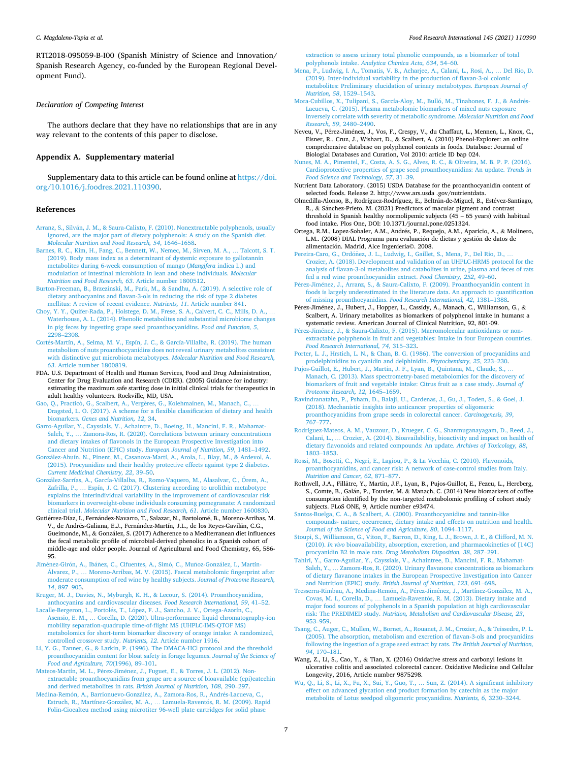RTI2018-095059-B-I00 (Spanish Ministry of Science and Innovation/ Spanish Research Agency, co-funded by the European Regional Development Fund).

### Declaration of Competing Interest

The authors declare that they have no relationships that are in any way relevant to the contents of this paper to disclose.

## Appendix A. Supplementary material

Supplementary data to this article can be found online at https://doi.org/10.1016/j.foodres.2021.110390.

## References

Arranz, S., Silván, J. M., & Saura-Calixto, F. (2010). Nonextractable polyphenols, usually ignored, are the major part of dietary polyphenols: A study on the Spanish diet. *Molecular Nutrition and Food Research, 54*, 1646–1658.

Barnes, R. C., Kim, H., Fang, C., Bennett, W., Nemec, M., Sirven, M. A., … Talcott, S. T. (2019). Body mass index as a determinant of systemic exposure to gallotannin metabolites during 6-week consumption of mango (*Mangifera* indica L.) and modulation of intestinal microbiota in lean and obese individuals. *Molecular Nutrition and Food Research, 63*. Article number 1800512.

Burton-Freeman, B., Brzezinski, M., Park, M., & Sandhu, A. (2019). A selective role of dietary anthocyanins and flavan-3-ols in reducing the risk of type 2 diabetes mellitus: A review of recent evidence. *Nutrients, 11*. Article number 841.

Choy, Y. Y., Quifer-Rada, P., Holstege, D. M., Frese, S. A., Calvert, C. C., Mills, D. A., … Waterhouse, A. L. (2014). Phenolic metabolites and substantial microbiome changes in pig feces by ingesting grape seed proanthocyanidins. *Food and Function, 5*, 2298–2308.

Cortés-Martín, A., Selma, M. V., Espín, J. C., & García-Villalba, R. (2019). The human metabolism of nuts proanthocyanidins does not reveal urinary metabolites consistent with distinctive gut microbiota metabotypes. *Molecular Nutrition and Food Research, 63*. Article number 1800819.

FDA. U.S. Department of Health and Human Services, Food and Drug Administration, Center for Drug Evaluation and Research (CDER). (2005) Guidance for industry: estimating the maximum safe starting dose in initial clinical trials for therapeutics in adult healthy volunteers. Rockville, MD, USA.

Gao, Q., Practicò, G., Scalbert, A., Vergères, G., Kolehmainen, M., Manach, C., … Dragsted, L. O. (2017). A scheme for a flexible classification of dietary and health biomarkers. *Genes and Nutrition, 12*, 34.

Garro-Aguilar, Y., Cayssials, V., Achaintre, D., Boeing, H., Mancini, F. R., Mahamat-Saleh, Y., … Zamora-Ros, R. (2020). Correlations between urinary concentrations and dietary intakes of flavonols in the European Prospective Investigation into Cancer and Nutrition (EPIC) study. *European Journal of Nutrition, 59*, 1481–1492.

González-Abuín, N., Pinent, M., Casanova-Martí, A., Arola, L., Blay, M., & Ardevol, A. (2015). Procyanidins and their healthy protective effects against type 2 diabetes. *Current Medicinal Chemistry, 22*, 39–50.

González-Sarrías, A., García-Villalba, R., Romo-Vaquero, M., Alasalvar, C., Örem, A., Zafrilla, P., … Espín, J. C. (2017). Clustering according to urolithin metabotype explains the interindividual variability in the improvement of cardiovascular risk biomarkers in overweight-obese individuals consuming pomegranate: A randomized clinical trial. *Molecular Nutrition and Food Research, 61*. Article number 1600830.

Gutiérrez-Díaz, I., Fernández-Navarro, T., Salazar, N., Bartolomé, B., Moreno-Arribas, M. V., de Andrés-Galiana, E.J., Fernández-Martín, J.L., de los Reyes-Gavilán, C.G., Gueimonde, M., & González, S. (2017) Adherence to a Mediterranean diet influences the fecal metabolic profile of microbial-derived phenolics in a Spanish cohort of middle-age and older people. Journal of Agricultural and Food Chemistry, 65, 586-95.

Jiménez-Girón, A., Ibáñez, C., Cifuentes, A., Simó, C., Muñoz-González, I., Martín-Álvarez, P., … Moreno-Arribas, M. V. (2015). Faecal metabolomic fingerprint after moderate consumption of red wine by healthy subjects. *Journal of Proteome Research, 14*, 897–905.

Kruger, M. J., Davies, N., Myburgh, K. H., & Lecour, S. (2014). Proanthocyanidins, anthocyanins and cardiovascular diseases. *Food Research International, 59*, 41–52.

Lacalle-Bergeron, L., Portolés, T., López, F. J., Sancho, J. V., Ortega-Azorín, C., Asensio, E. M., … Corella, D. (2020). Ultra-performance liquid chromatography-ion mobility separation-quadruple time-of-flight MS (UHPLC-IMS-QTOF MS) metabolomics for short-term biomarker discovery of orange intake: A randomized, controlled crossover study. *Nutrients, 12*. Article number 1916.

Li, Y. G., Tanner, G., & Larkin, P. (1996). The DMACA-HCl protocol and the threshold proanthocyanidin content for bloat safety in forage legumes. *Journal of the Science of Food and Agriculture, 70*(1996), 89–101.

Mateos-Martín, M. L., Pérez-Jiménez, J., Fuguet, E., & Torres, J. L. (2012). Non-extractable proanthocyanidins from grape are a source of bioavailable (epi)catechin and derived metabolites in rats. *British Journal of Nutrition, 108*, 290–297.

Medina-Remón, A., Barrionuevo-González, A., Zamora-Ros, R., Andrés-Lacueva, C., Estruch, R., Martínez-González, M. A., … Lamuela-Raventós, R. M. (2009). Rapid Folin-Ciocalteu method using microtiter 96-well plate cartridges for solid phase extraction to assess urinary total phenolic compounds, as a biomarker of total polyphenols intake. *Analytica Chimica Acta, 634*, 54–60.

Mena, P., Ludwig, I. A., Tomatis, V. B., Acharjee, A., Calani, L., Rosi, A., … Del Rio, D. (2019). Inter-individual variability in the production of flavan-3-ol colonic metabolites: Preliminary elucidation of urinary metabotypes. *European Journal of Nutrition, 58*, 1529–1543.

Mora-Cubillos, X., Tulipani, S., García-Aloy, M., Bulló, M., Tinahones, F. J., & Andrés-Lacueva, C. (2015). Plasma metabolomic biomarkers of mixed nuts exposure inversely correlate with severity of metabolic syndrome. *Molecular Nutrition and Food Research, 59*, 2480–2490.

Neveu, V., Pérez-Jiménez, J., Vos, F., Crespy, V., du Chaffaut, L., Mennen, L., Knox, C., Eisner, R., Cruz, J., Wishart, D., & Scalbert, A. (2010) Phenol-Explorer: an online comprehensive database on polyphenol contents in foods. Database: Journal of Biologial Databases and Curation, Vol 2010: article ID bap 024.

Nunes, M. A., Pimentel, F., Costa, A. S. G., Alves, R. C., & Oliveira, M. B. P. P. (2016). Cardioprotective properties of grape seed proanthocyanidins: An update. *Trends in Food Science and Technology, 57*, 31–39.

Nutrient Data Laboratory. (2015) USDA Database for the proanthocyanidin content of selected foods. Release 2. http://www.ars.usda .gov/nutrientdata.

Olmedilla-Alonso, B., Rodríguez-Rodríguez, E., Beltrán-de-Miguel, B., Estévez-Santiago, R., & Sánchez-Prieto, M. (2021) Predictors of macular pigment and contrast threshold in Spanish healthy normolipemic subjects (45 – 65 years) with habitual food intake. Plos One, DOI: 10.1371/journal.pone.0251324.

Ortega, R.M., Lopez-Sobaler, A.M., Andrés, P., Requejo, A.M., Aparicio, A., & Molinero, L.M.. (2008) DIAL Programa para evaluación de dietas y gestión de datos de alimentación. Madrid, Alce Ingenieria©. 2008.

Pereira-Caro, G., Ordóñez, J. L., Ludwig, I., Gaillet, S., Mena, P., Del Rio, D., … Crozier, A. (2018). Development and validation of an UHPLC-HRMS protocol for the analysis of flavan-3-ol metabolites and catabolites in urine, plasma and feces of rats fed a red wine proanthocyanidin extract. *Food Chemistry, 252*, 49–60.

Pérez-Jiménez, J., Arranz, S., & Saura-Calixto, F. (2009). Proanthocyanidin content in foods is largely underestimated in the literature data. An approach to quantification of missing proanthocyanidins. *Food Research International, 42*, 1381–1388.

Pérez-Jiménez, J., Hubert, J., Hopper, L., Cassidy, A., Manach, C., Williamson, G., & Scalbert, A. Urinary metabolites as biomarkers of polyphenol intake in humans: a systematic review. American Journal of Clinical Nutrition, 92, 801-09.

Pérez-Jiménez, J., & Saura-Calixto, F. (2015). Macromolecular antioxidants or non-extractable polyphenols in fruit and vegetables: Intake in four European countries. *Food Research International, 74*, 315–323.

Porter, L. J., Hrstich, L. N., & Chan, B. G. (1986). The conversion of procyanidins and prodelphinidins to cyanidin and delphinidin. *Phytochemistry, 25*, 223–230.

Pujos-Guillot, E., Hubert, J., Martin, J. F., Lyan, B., Quintana, M., Claude, S., … Manach, C. (2013). Mass spectrometry-based metabolomics for the discovery of biomarkers of fruit and vegetable intake: Citrus fruit as a case study. *Journal of Proteome Research, 12*, 1645–1659.

Ravindranatahn, P., Psham, D., Balaji, U., Cardenas, J., Gu, J., Toden, S., & Goel, J. (2018). Mechanistic insights into anticancer properties of oligomeric proanthocyanidins from grape seeds in colorectal cancer. *Carcinogenesis, 39*, 767–777.

Rodríguez-Mateos, A. M., Vauzour, D., Krueger, C. G., Shanmuganayagam, D., Reed, J., Calani, L., … Crozier, A. (2014). Bioavailability, bioactivity and impact on health of dietary flavonoids and related compounds: An update. *Archives of Toxicology, 88*, 1803–1853.

Rossi, M., Bosetti, C., Negri, E., Lagiou, P., & La Vecchia, C. (2010). Flavonoids, proanthocyanidins, and cancer risk: A network of case-control studies from Italy. *Nutrition and Cancer, 62*, 871–877.

Rothwell, J.A., Fillâtre, Y., Martin, J.F., Lyan, B., Pujos-Guillot, E., Fezeu, L., Hercberg, S., Comte, B., Galán, P., Touvier, M. & Manach, C. (2014) New biomarkers of coffee consumption identified by the non-targeted metabolomic profiling of cohort study subjects. PLoS ONE, 9, Article number e93474.

Santos-Buelga, C. A., & Scalbert, A. (2000). Proanthocyanidins and tannin-like compounds- nature, occurrence, dietary intake and effects on nutrition and health. *Journal of the Science of Food and Agriculture, 80*, 1094–1117.

Stoupi, S., Williamson, G., Viton, F., Barron, D., King, L. J., Brown, J. E., & Clifford, M. N. (2010). *In vivo* bioavailability, absorption, excretion, and pharmacokinetics of [14C] procyanidin B2 in male rats. *Drug Metabolism Disposition, 38*, 287–291.

Tahiri, Y., Garro-Aguilar, Y., Cayssials, V., Achaintre, D., Mancini, F. R., Mahamat-Saleh, Y., … Zamora-Ros, R. (2020). Urinary flavanone concentrations as biomarkers of dietary flavanone intakes in the European Prospective Investigation into Cancer and Nutrition (EPIC) study. *British Journal of Nutrition, 123*, 691–698.

Tresserra-Rimbau, A., Medina-Remón, A., Pérez-Jiménez, J., Martínez-González, M. A., Covas, M. I., Corella, D., … Lamuela-Raventós, R. M. (2013). Dietary intake and major food sources of polyphenols in a Spanish population at high cardiovascular risk: The PREDIMED study. *Nutrition, Metabolism and Cardiovascular Disease, 23*, 953–959.

Tsang, C., Auger, C., Mullen, W., Bornet, A., Rouanet, J. M., Crozier, A., & Teissedre, P. L. (2005). The absorption, metabolism and excretion of flavan-3-ols and procyanidins following the ingestion of a grape seed extract by rats. *The British Journal of Nutrition, 94*, 170–181.

Wang, Z., Li, S., Cao, Y., & Tian, X. (2016) Oxidative stress and carbonyl lesions in ulcerative colitis and associated colorectal cancer. Oxidative Medicine and Cellular Longevity, 2016, Article number 9875298.

Wu, Q., Li, S., Li, X., Fu, X., Sui, Y., Guo, T., … Sun, Z. (2014). A significant inhibitory effect on advanced glycation end product formation by catechin as the major metabolite of Lotus seedpod oligomeric procyanidins. *Nutrients, 6*, 3230–3244.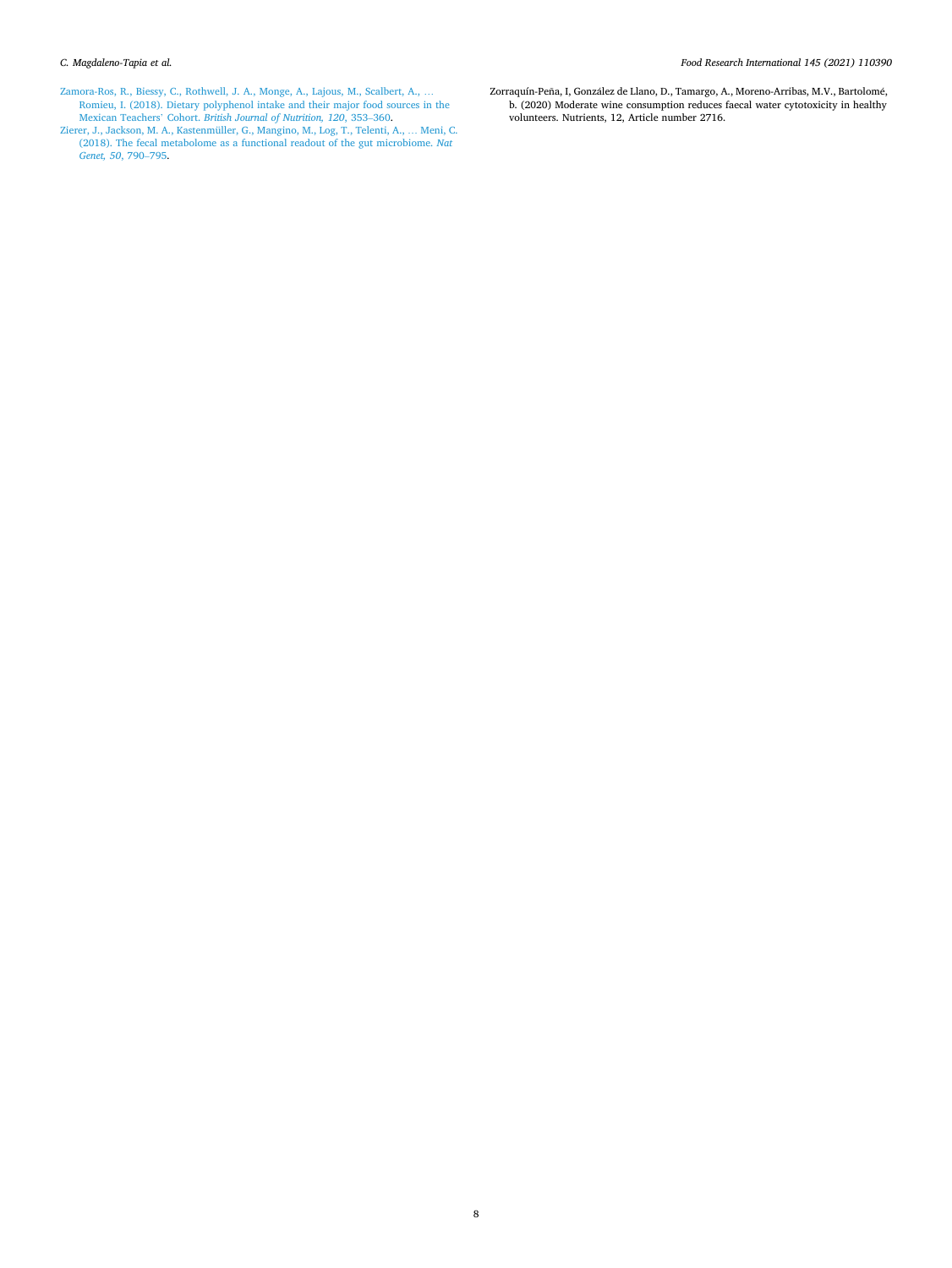Zamora-Ros, R., Biessy, C., Rothwell, J. A., Monge, A., Lajous, M., Scalbert, A., … Romieu, I. (2018). Dietary polyphenol intake and their major food sources in the Mexican Teachers' Cohort. *British Journal of Nutrition, 120*, 353–360.

Zierer, J., Jackson, M. A., Kastenmüller, G., Mangino, M., Log, T., Telenti, A., … Meni, C. (2018). The fecal metabolome as a functional readout of the gut microbiome. *Nat Genet, 50*, 790–795.

Zorraquín-Peña, I, González de Llano, D., Tamargo, A., Moreno-Arribas, M.V., Bartolomé, b. (2020) Moderate wine consumption reduces faecal water cytotoxicity in healthy volunteers. Nutrients, 12, Article number 2716.